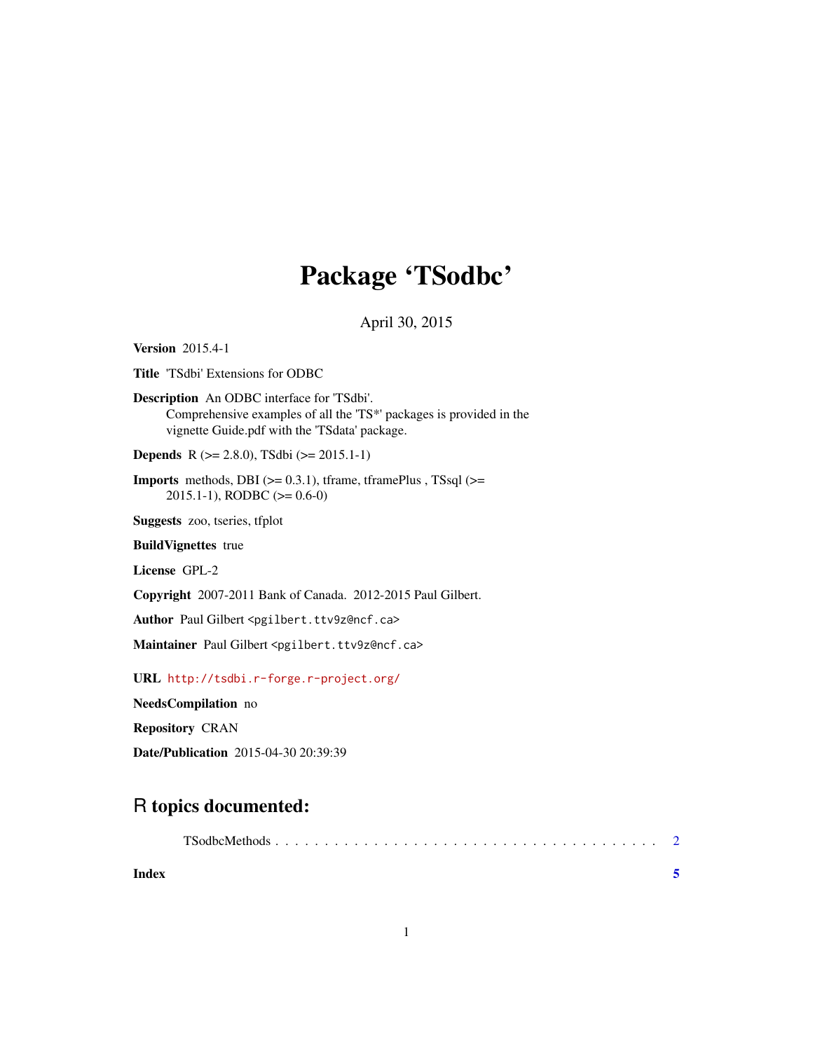# Package 'TSodbc'

April 30, 2015

**Version** 2015.4-1

**Title** 'TSdbi' Extensions for ODBC

**Description** An ODBC interface for 'TSdbi'.
Comprehensive examples of all the 'TS*' packages is provided in the vignette Guide.pdf with the 'TSdata' package.

**Depends** R (>= 2.8.0), TSdbi (>= 2015.1-1)

**Imports** methods, DBI (>= 0.3.1), tframe, tframePlus , TSsql (>= 2015.1-1), RODBC (>= 0.6-0)

**Suggests** zoo, tseries, tfplot

**BuildVignettes** true

**License** GPL-2

**Copyright** 2007-2011 Bank of Canada. 2012-2015 Paul Gilbert.

**Author** Paul Gilbert <pgilbert.ttv9z@ncf.ca>

**Maintainer** Paul Gilbert <pgilbert.ttv9z@ncf.ca>

**URL** http://tsdbi.r-forge.r-project.org/

**NeedsCompilation** no

**Repository** CRAN

**Date/Publication** 2015-04-30 20:39:39

## R topics documented:

TSodbcMethods . . . . . . . . . . . . . . . . . . . . . . . . . . . . . . . . . . . . . . . . 2

**Index** **5**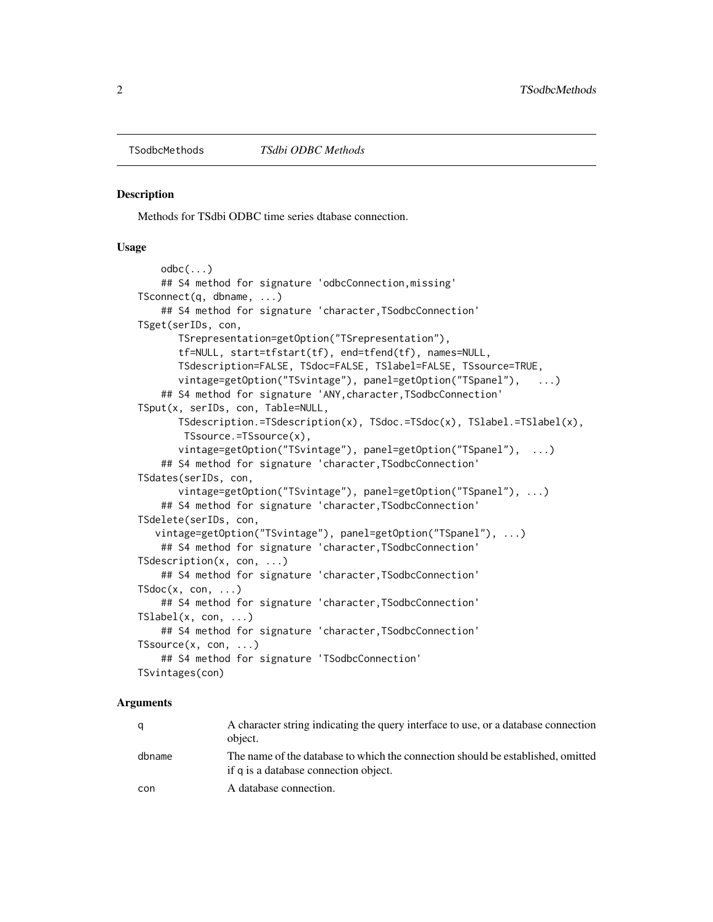TSodbcMethods *TSdbi ODBC Methods*

## Description

Methods for TSdbi ODBC time series dtabase connection.

## Usage

```
    odbc(...)
    ## S4 method for signature 'odbcConnection,missing'
TSconnect(q, dbname, ...)
    ## S4 method for signature 'character,TSodbcConnection'
TSget(serIDs, con,
       TSrepresentation=getOption("TSrepresentation"),
       tf=NULL, start=tfstart(tf), end=tfend(tf), names=NULL,
       TSdescription=FALSE, TSdoc=FALSE, TSlabel=FALSE, TSsource=TRUE,
       vintage=getOption("TSvintage"), panel=getOption("TSpanel"),   ...)
    ## S4 method for signature 'ANY,character,TSodbcConnection'
TSput(x, serIDs, con, Table=NULL,
       TSdescription.=TSdescription(x), TSdoc.=TSdoc(x), TSlabel.=TSlabel(x),
        TSsource.=TSsource(x),
       vintage=getOption("TSvintage"), panel=getOption("TSpanel"),  ...)
    ## S4 method for signature 'character,TSodbcConnection'
TSdates(serIDs, con,
       vintage=getOption("TSvintage"), panel=getOption("TSpanel"), ...)
    ## S4 method for signature 'character,TSodbcConnection'
TSdelete(serIDs, con,
   vintage=getOption("TSvintage"), panel=getOption("TSpanel"), ...)
    ## S4 method for signature 'character,TSodbcConnection'
TSdescription(x, con, ...)
    ## S4 method for signature 'character,TSodbcConnection'
TSdoc(x, con, ...)
    ## S4 method for signature 'character,TSodbcConnection'
TSlabel(x, con, ...)
    ## S4 method for signature 'character,TSodbcConnection'
TSsource(x, con, ...)
    ## S4 method for signature 'TSodbcConnection'
TSvintages(con)
```

## Arguments

| | |
|---|---|
| q | A character string indicating the query interface to use, or a database connection object. |
| dbname | The name of the database to which the connection should be established, omitted if q is a database connection object. |
| con | A database connection. |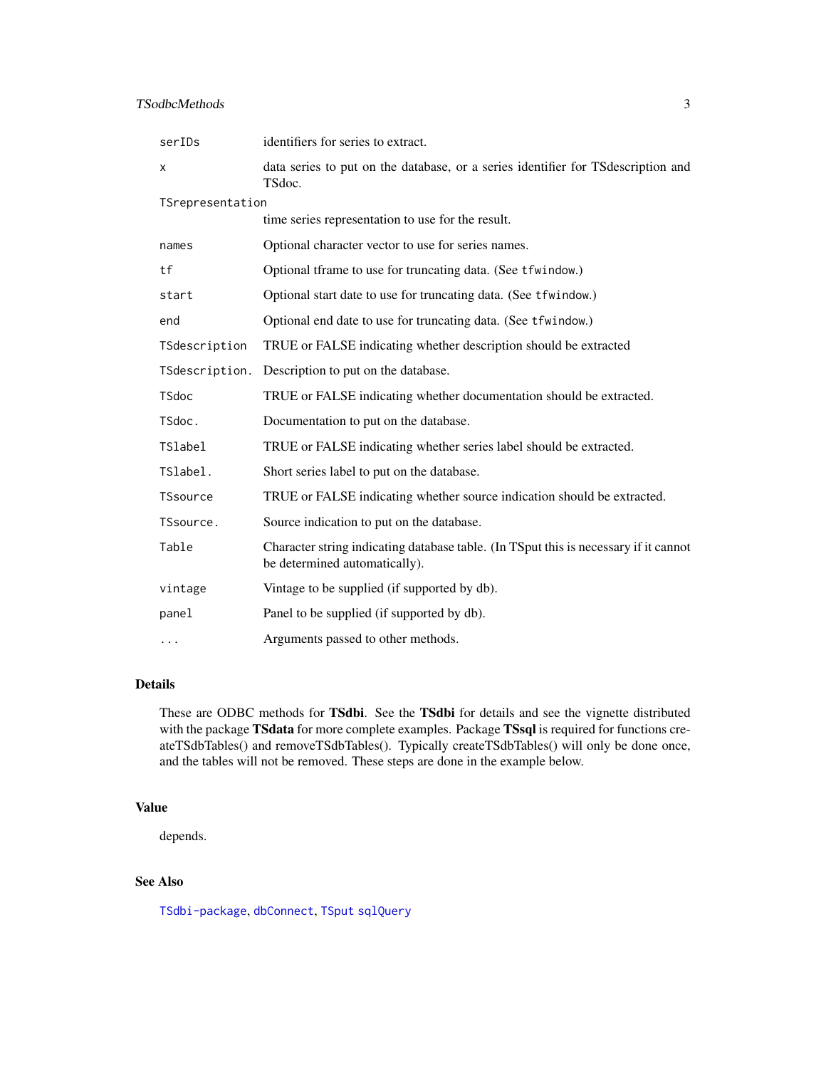| | |
|---|---|
| `serIDs` | identifiers for series to extract. |
| `x` | data series to put on the database, or a series identifier for TSdescription and TSdoc. |
| `TSrepresentation` | time series representation to use for the result. |
| `names` | Optional character vector to use for series names. |
| `tf` | Optional tframe to use for truncating data. (See `tfwindow`.) |
| `start` | Optional start date to use for truncating data. (See `tfwindow`.) |
| `end` | Optional end date to use for truncating data. (See `tfwindow`.) |
| `TSdescription` | TRUE or FALSE indicating whether description should be extracted |
| `TSdescription.` | Description to put on the database. |
| `TSdoc` | TRUE or FALSE indicating whether documentation should be extracted. |
| `TSdoc.` | Documentation to put on the database. |
| `TSlabel` | TRUE or FALSE indicating whether series label should be extracted. |
| `TSlabel.` | Short series label to put on the database. |
| `TSsource` | TRUE or FALSE indicating whether source indication should be extracted. |
| `TSsource.` | Source indication to put on the database. |
| `Table` | Character string indicating database table. (In TSput this is necessary if it cannot be determined automatically). |
| `vintage` | Vintage to be supplied (if supported by db). |
| `panel` | Panel to be supplied (if supported by db). |
| `...` | Arguments passed to other methods. |

## Details

These are ODBC methods for **TSdbi**. See the **TSdbi** for details and see the vignette distributed with the package **TSdata** for more complete examples. Package **TSsql** is required for functions createTSdbTables() and removeTSdbTables(). Typically createTSdbTables() will only be done once, and the tables will not be removed. These steps are done in the example below.

## Value

depends.

## See Also

`TSdbi-package`, `dbConnect`, `TSput` `sqlQuery`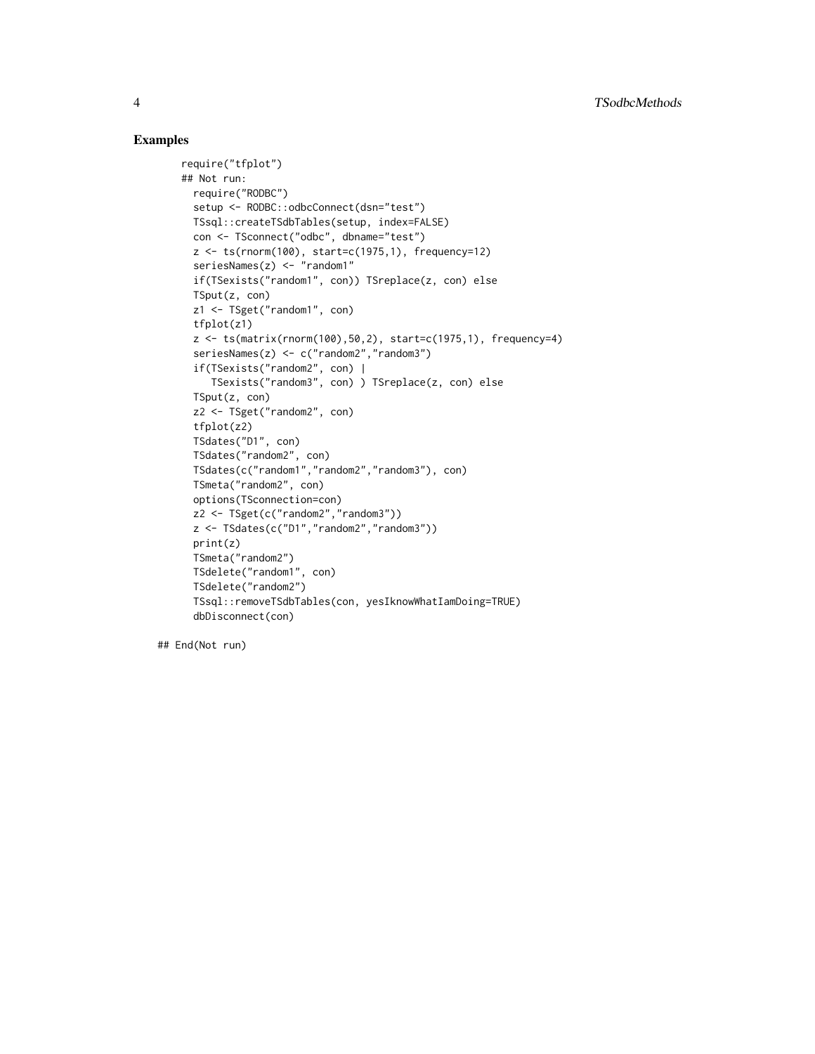## Examples

```
require("tfplot")
## Not run:
  require("RODBC")
  setup <- RODBC::odbcConnect(dsn="test")
  TSsql::createTSdbTables(setup, index=FALSE)
  con <- TSconnect("odbc", dbname="test")
  z <- ts(rnorm(100), start=c(1975,1), frequency=12)
  seriesNames(z) <- "random1"
  if(TSexists("random1", con)) TSreplace(z, con) else
  TSput(z, con)
  z1 <- TSget("random1", con)
  tfplot(z1)
  z <- ts(matrix(rnorm(100),50,2), start=c(1975,1), frequency=4)
  seriesNames(z) <- c("random2","random3")
  if(TSexists("random2", con) |
     TSexists("random3", con) ) TSreplace(z, con) else
  TSput(z, con)
  z2 <- TSget("random2", con)
  tfplot(z2)
  TSdates("D1", con)
  TSdates("random2", con)
  TSdates(c("random1","random2","random3"), con)
  TSmeta("random2", con)
  options(TSconnection=con)
  z2 <- TSget(c("random2","random3"))
  z <- TSdates(c("D1","random2","random3"))
  print(z)
  TSmeta("random2")
  TSdelete("random1", con)
  TSdelete("random2")
  TSsql::removeTSdbTables(con, yesIknowWhatIamDoing=TRUE)
  dbDisconnect(con)

## End(Not run)
```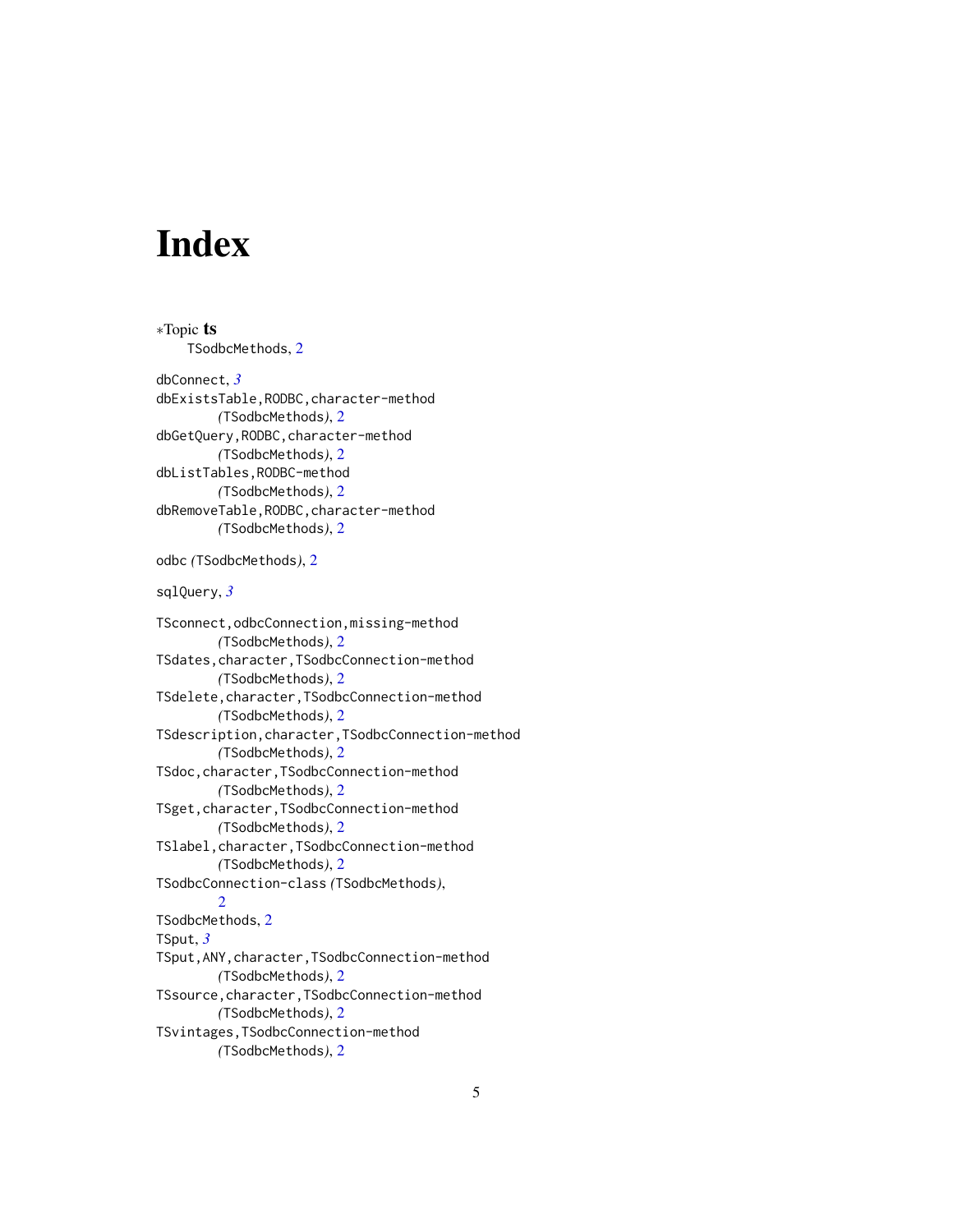# Index

*Topic **ts**
  TSodbcMethods, 2

dbConnect, *3*
dbExistsTable,RODBC,character-method
  *(*TSodbcMethods*)*, 2
dbGetQuery,RODBC,character-method
  *(*TSodbcMethods*)*, 2
dbListTables,RODBC-method
  *(*TSodbcMethods*)*, 2
dbRemoveTable,RODBC,character-method
  *(*TSodbcMethods*)*, 2

odbc *(*TSodbcMethods*)*, 2

sqlQuery, *3*

TSconnect,odbcConnection,missing-method
  *(*TSodbcMethods*)*, 2
TSdates,character,TSodbcConnection-method
  *(*TSodbcMethods*)*, 2
TSdelete,character,TSodbcConnection-method
  *(*TSodbcMethods*)*, 2
TSdescription,character,TSodbcConnection-method
  *(*TSodbcMethods*)*, 2
TSdoc,character,TSodbcConnection-method
  *(*TSodbcMethods*)*, 2
TSget,character,TSodbcConnection-method
  *(*TSodbcMethods*)*, 2
TSlabel,character,TSodbcConnection-method
  *(*TSodbcMethods*)*, 2
TSodbcConnection-class *(*TSodbcMethods*)*,
  2
TSodbcMethods, 2
TSput, *3*
TSput,ANY,character,TSodbcConnection-method
  *(*TSodbcMethods*)*, 2
TSsource,character,TSodbcConnection-method
  *(*TSodbcMethods*)*, 2
TSvintages,TSodbcConnection-method
  *(*TSodbcMethods*)*, 2